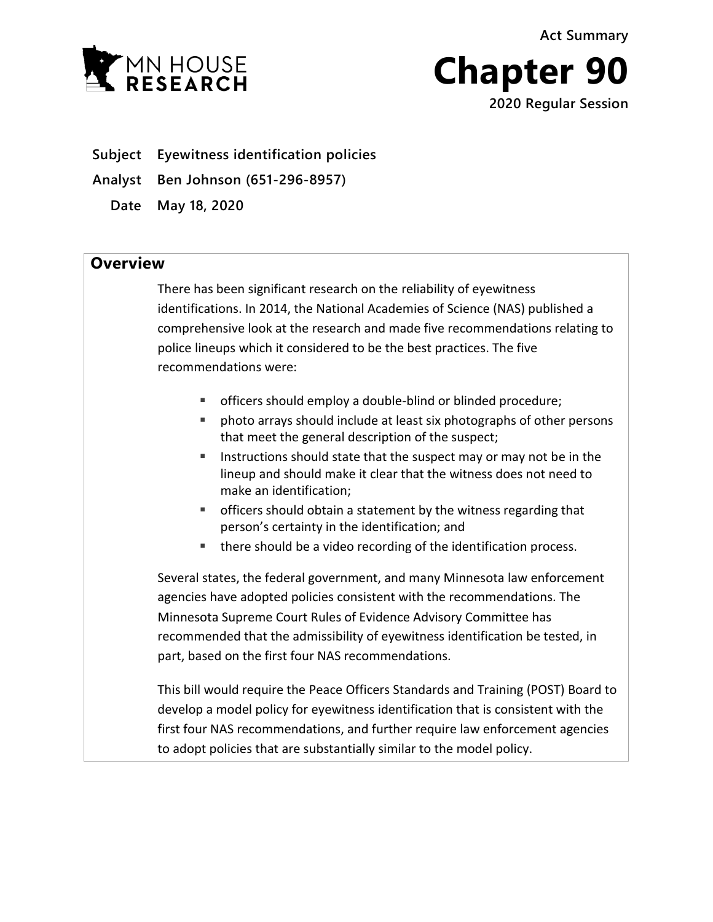Act Summary

# Chapter 90

**2020 Regular Session**

**Subject** Eyewitness identification policies

**Analyst** Ben Johnson (651-296-8957)

**Date** May 18, 2020

## Overview

There has been significant research on the reliability of eyewitness identifications. In 2014, the National Academies of Science (NAS) published a comprehensive look at the research and made five recommendations relating to police lineups which it considered to be the best practices. The five recommendations were:

- officers should employ a double-blind or blinded procedure;
- photo arrays should include at least six photographs of other persons that meet the general description of the suspect;
- Instructions should state that the suspect may or may not be in the lineup and should make it clear that the witness does not need to make an identification;
- officers should obtain a statement by the witness regarding that person's certainty in the identification; and
- there should be a video recording of the identification process.

Several states, the federal government, and many Minnesota law enforcement agencies have adopted policies consistent with the recommendations. The Minnesota Supreme Court Rules of Evidence Advisory Committee has recommended that the admissibility of eyewitness identification be tested, in part, based on the first four NAS recommendations.

This bill would require the Peace Officers Standards and Training (POST) Board to develop a model policy for eyewitness identification that is consistent with the first four NAS recommendations, and further require law enforcement agencies to adopt policies that are substantially similar to the model policy.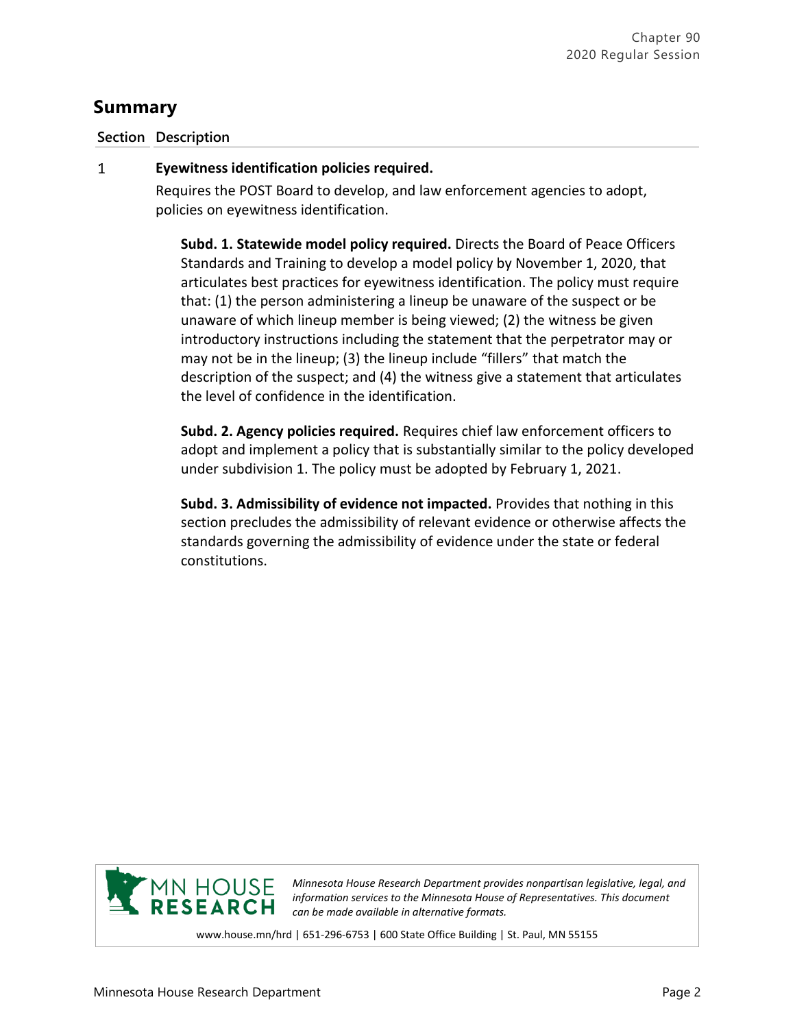## Summary

| Section | Description |
|---|---|
| 1 | **Eyewitness identification policies required.** |

Requires the POST Board to develop, and law enforcement agencies to adopt, policies on eyewitness identification.

**Subd. 1. Statewide model policy required.** Directs the Board of Peace Officers Standards and Training to develop a model policy by November 1, 2020, that articulates best practices for eyewitness identification. The policy must require that: (1) the person administering a lineup be unaware of the suspect or be unaware of which lineup member is being viewed; (2) the witness be given introductory instructions including the statement that the perpetrator may or may not be in the lineup; (3) the lineup include "fillers" that match the description of the suspect; and (4) the witness give a statement that articulates the level of confidence in the identification.

**Subd. 2. Agency policies required.** Requires chief law enforcement officers to adopt and implement a policy that is substantially similar to the policy developed under subdivision 1. The policy must be adopted by February 1, 2021.

**Subd. 3. Admissibility of evidence not impacted.** Provides that nothing in this section precludes the admissibility of relevant evidence or otherwise affects the standards governing the admissibility of evidence under the state or federal constitutions.

MN HOUSE RESEARCH

*Minnesota House Research Department provides nonpartisan legislative, legal, and information services to the Minnesota House of Representatives. This document can be made available in alternative formats.*

www.house.mn/hrd | 651-296-6753 | 600 State Office Building | St. Paul, MN 55155